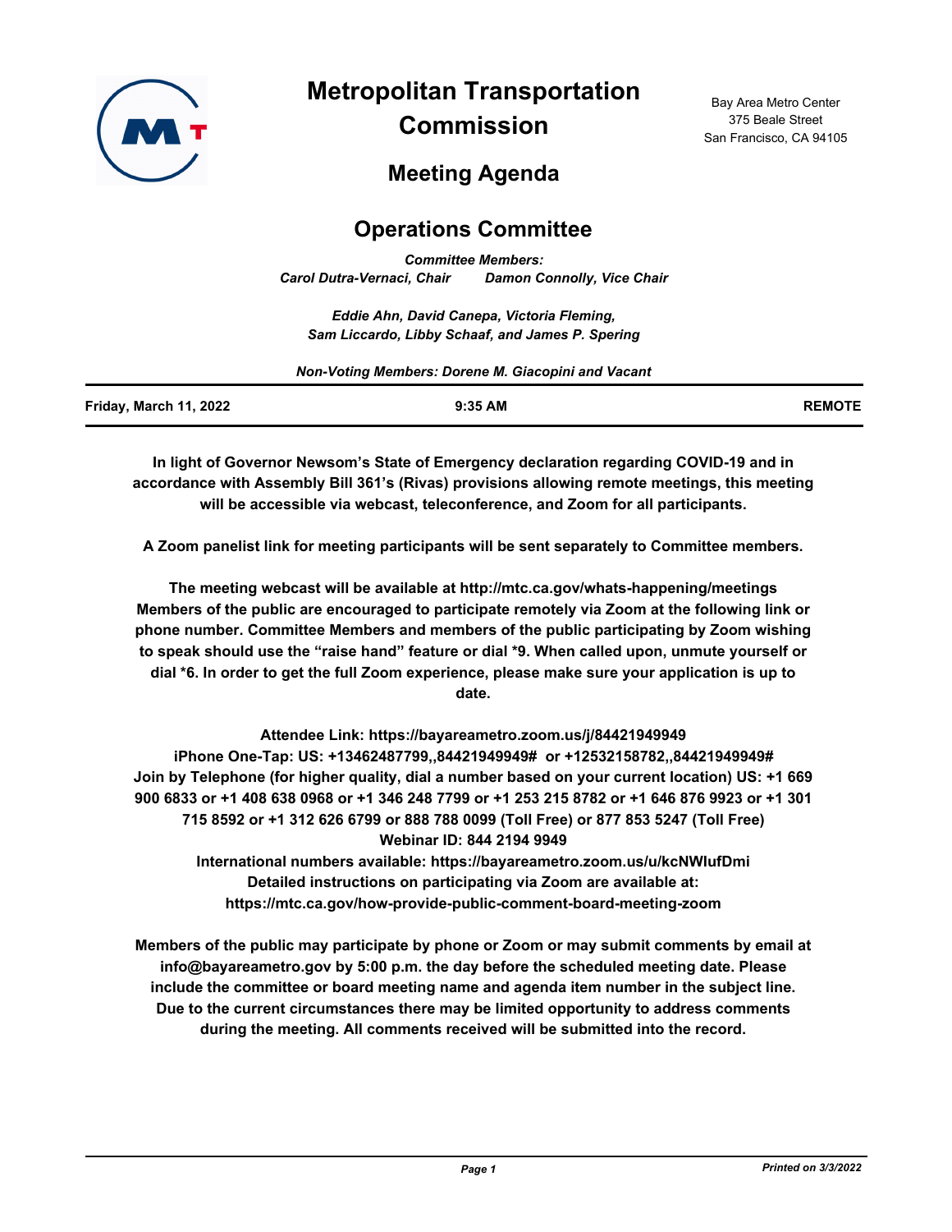# Metropolitan Transportation Commission

Bay Area Metro Center
375 Beale Street
San Francisco, CA 94105

## Meeting Agenda

## Operations Committee

*Committee Members:*
*Carol Dutra-Vernaci, Chair        Damon Connolly, Vice Chair*

*Eddie Ahn, David Canepa, Victoria Fleming,*
*Sam Liccardo, Libby Schaaf, and James P. Spering*

*Non-Voting Members: Dorene M. Giacopini and Vacant*

**Friday, March 11, 2022** | **9:35 AM** | **REMOTE**

**In light of Governor Newsom's State of Emergency declaration regarding COVID-19 and in accordance with Assembly Bill 361's (Rivas) provisions allowing remote meetings, this meeting will be accessible via webcast, teleconference, and Zoom for all participants.**

**A Zoom panelist link for meeting participants will be sent separately to Committee members.**

**The meeting webcast will be available at http://mtc.ca.gov/whats-happening/meetings Members of the public are encouraged to participate remotely via Zoom at the following link or phone number. Committee Members and members of the public participating by Zoom wishing to speak should use the "raise hand" feature or dial *9. When called upon, unmute yourself or dial *6. In order to get the full Zoom experience, please make sure your application is up to date.**

**Attendee Link: https://bayareametro.zoom.us/j/84421949949**
**iPhone One-Tap: US: +13462487799,,84421949949# or +12532158782,,84421949949#**
**Join by Telephone (for higher quality, dial a number based on your current location) US: +1 669 900 6833 or +1 408 638 0968 or +1 346 248 7799 or +1 253 215 8782 or +1 646 876 9923 or +1 301 715 8592 or +1 312 626 6799 or 888 788 0099 (Toll Free) or 877 853 5247 (Toll Free)**
**Webinar ID: 844 2194 9949**
**International numbers available: https://bayareametro.zoom.us/u/kcNWIufDmi**
**Detailed instructions on participating via Zoom are available at: https://mtc.ca.gov/how-provide-public-comment-board-meeting-zoom**

**Members of the public may participate by phone or Zoom or may submit comments by email at info@bayareametro.gov by 5:00 p.m. the day before the scheduled meeting date. Please include the committee or board meeting name and agenda item number in the subject line. Due to the current circumstances there may be limited opportunity to address comments during the meeting. All comments received will be submitted into the record.**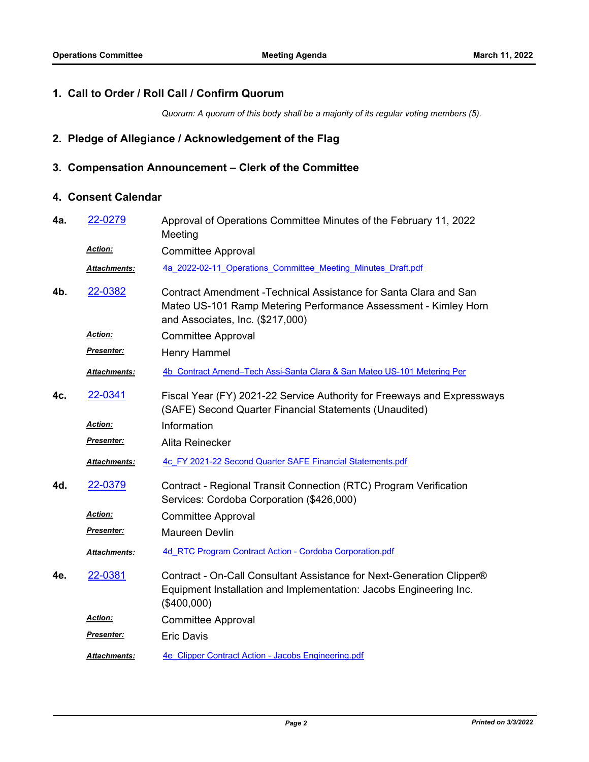## 1. Call to Order / Roll Call / Confirm Quorum

*Quorum: A quorum of this body shall be a majority of its regular voting members (5).*

## 2. Pledge of Allegiance / Acknowledgement of the Flag

## 3. Compensation Announcement – Clerk of the Committee

## 4. Consent Calendar

**4a.** [22-0279](22-0279) Approval of Operations Committee Minutes of the February 11, 2022 Meeting

***Action:*** Committee Approval

***Attachments:*** [4a_2022-02-11_Operations_Committee_Meeting_Minutes_Draft.pdf](4a_2022-02-11_Operations_Committee_Meeting_Minutes_Draft.pdf)

**4b.** [22-0382](22-0382) Contract Amendment -Technical Assistance for Santa Clara and San Mateo US-101 Ramp Metering Performance Assessment - Kimley Horn and Associates, Inc. ($217,000)

***Action:*** Committee Approval

***Presenter:*** Henry Hammel

***Attachments:*** [4b_Contract Amend–Tech Assi-Santa Clara & San Mateo US-101 Metering Per](4b_Contract Amend–Tech Assi-Santa Clara & San Mateo US-101 Metering Per)

**4c.** [22-0341](22-0341) Fiscal Year (FY) 2021-22 Service Authority for Freeways and Expressways (SAFE) Second Quarter Financial Statements (Unaudited)

***Action:*** Information

***Presenter:*** Alita Reinecker

***Attachments:*** [4c_FY 2021-22 Second Quarter SAFE Financial Statements.pdf](4c_FY 2021-22 Second Quarter SAFE Financial Statements.pdf)

**4d.** [22-0379](22-0379) Contract - Regional Transit Connection (RTC) Program Verification Services: Cordoba Corporation ($426,000)

***Action:*** Committee Approval

***Presenter:*** Maureen Devlin

***Attachments:*** [4d_RTC Program Contract Action - Cordoba Corporation.pdf](4d_RTC Program Contract Action - Cordoba Corporation.pdf)

**4e.** [22-0381](22-0381) Contract - On-Call Consultant Assistance for Next-Generation Clipper® Equipment Installation and Implementation: Jacobs Engineering Inc. ($400,000)

***Action:*** Committee Approval

***Presenter:*** Eric Davis

***Attachments:*** [4e_Clipper Contract Action - Jacobs Engineering.pdf](4e_Clipper Contract Action - Jacobs Engineering.pdf)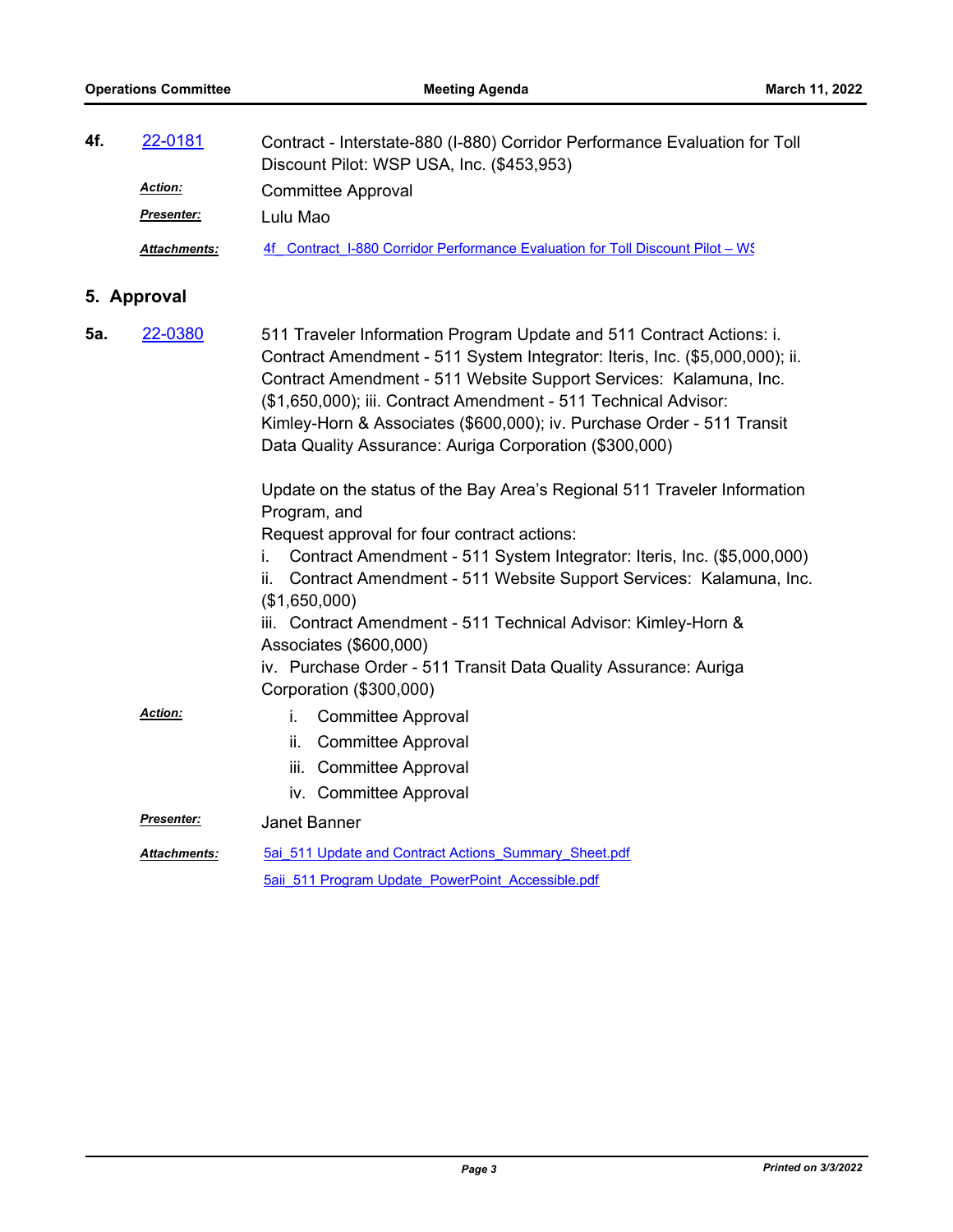**4f.** 22-0181

Contract - Interstate-880 (I-880) Corridor Performance Evaluation for Toll Discount Pilot: WSP USA, Inc. ($453,953)

***Action:*** Committee Approval

***Presenter:*** Lulu Mao

***Attachments:*** 4f_Contract_I-880 Corridor Performance Evaluation for Toll Discount Pilot – WS

## 5. Approval

**5a.** 22-0380

511 Traveler Information Program Update and 511 Contract Actions: i. Contract Amendment - 511 System Integrator: Iteris, Inc. ($5,000,000); ii. Contract Amendment - 511 Website Support Services: Kalamuna, Inc. ($1,650,000); iii. Contract Amendment - 511 Technical Advisor: Kimley-Horn & Associates ($600,000); iv. Purchase Order - 511 Transit Data Quality Assurance: Auriga Corporation ($300,000)

Update on the status of the Bay Area's Regional 511 Traveler Information Program, and
Request approval for four contract actions:

i. Contract Amendment - 511 System Integrator: Iteris, Inc. ($5,000,000)
ii. Contract Amendment - 511 Website Support Services: Kalamuna, Inc. ($1,650,000)
iii. Contract Amendment - 511 Technical Advisor: Kimley-Horn & Associates ($600,000)
iv. Purchase Order - 511 Transit Data Quality Assurance: Auriga Corporation ($300,000)

***Action:***

i. Committee Approval
ii. Committee Approval
iii. Committee Approval
iv. Committee Approval

***Presenter:*** Janet Banner

***Attachments:*** 5ai_511 Update and Contract Actions_Summary_Sheet.pdf
5aii_511 Program Update_PowerPoint_Accessible.pdf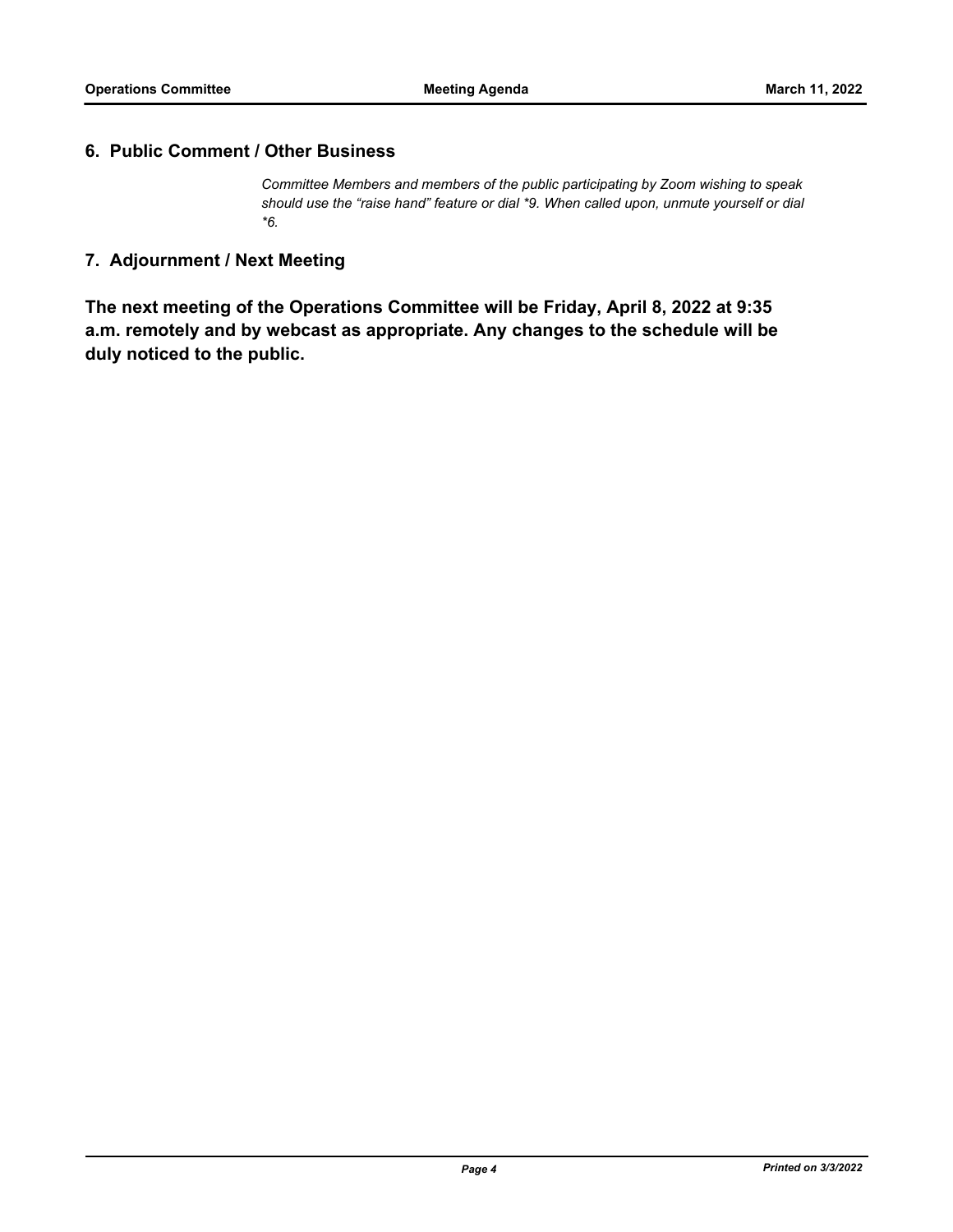## 6. Public Comment / Other Business

*Committee Members and members of the public participating by Zoom wishing to speak should use the "raise hand" feature or dial *9. When called upon, unmute yourself or dial *6.*

## 7. Adjournment / Next Meeting

**The next meeting of the Operations Committee will be Friday, April 8, 2022 at 9:35 a.m. remotely and by webcast as appropriate. Any changes to the schedule will be duly noticed to the public.**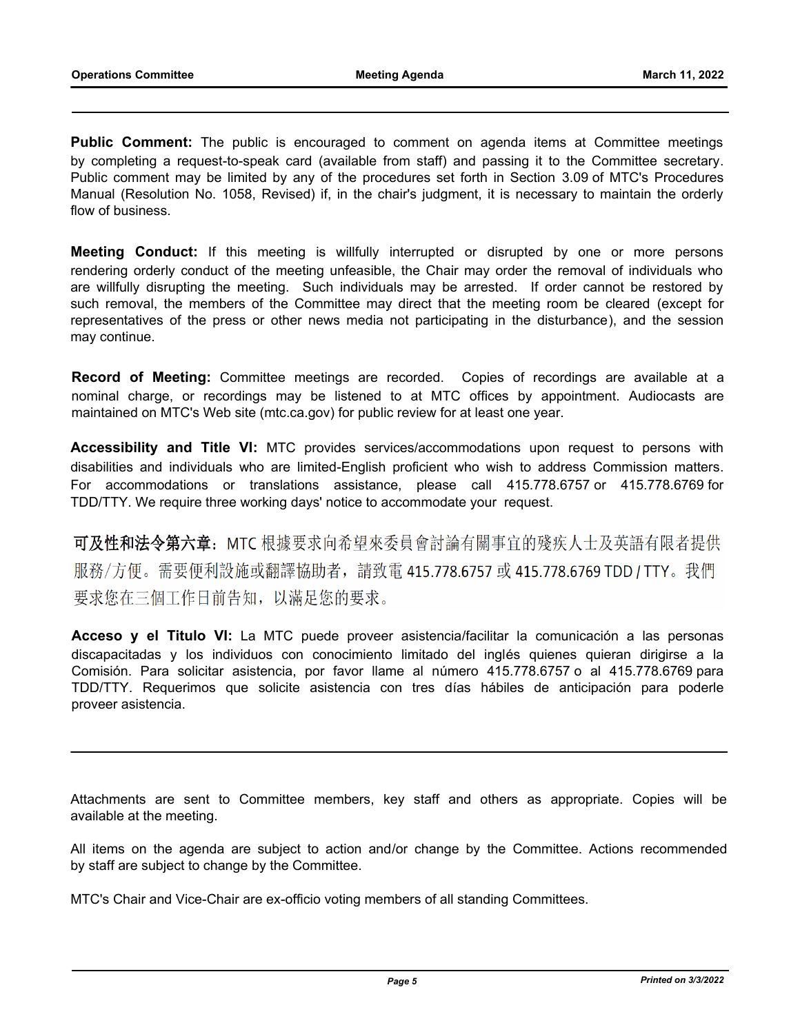**Public Comment:** The public is encouraged to comment on agenda items at Committee meetings by completing a request-to-speak card (available from staff) and passing it to the Committee secretary. Public comment may be limited by any of the procedures set forth in Section 3.09 of MTC's Procedures Manual (Resolution No. 1058, Revised) if, in the chair's judgment, it is necessary to maintain the orderly flow of business.

**Meeting Conduct:** If this meeting is willfully interrupted or disrupted by one or more persons rendering orderly conduct of the meeting unfeasible, the Chair may order the removal of individuals who are willfully disrupting the meeting. Such individuals may be arrested. If order cannot be restored by such removal, the members of the Committee may direct that the meeting room be cleared (except for representatives of the press or other news media not participating in the disturbance), and the session may continue.

**Record of Meeting:** Committee meetings are recorded. Copies of recordings are available at a nominal charge, or recordings may be listened to at MTC offices by appointment. Audiocasts are maintained on MTC's Web site (mtc.ca.gov) for public review for at least one year.

**Accessibility and Title VI:** MTC provides services/accommodations upon request to persons with disabilities and individuals who are limited-English proficient who wish to address Commission matters. For accommodations or translations assistance, please call 415.778.6757 or 415.778.6769 for TDD/TTY. We require three working days' notice to accommodate your request.

**可及性和法令第六章**：MTC 根據要求向希望來委員會討論有關事宜的殘疾人士及英語有限者提供服務/方便。需要便利設施或翻譯協助者，請致電 415.778.6757 或 415.778.6769 TDD / TTY。我們要求您在三個工作日前告知，以滿足您的要求。

**Acceso y el Titulo VI:** La MTC puede proveer asistencia/facilitar la comunicación a las personas discapacitadas y los individuos con conocimiento limitado del inglés quienes quieran dirigirse a la Comisión. Para solicitar asistencia, por favor llame al número 415.778.6757 o al 415.778.6769 para TDD/TTY. Requerimos que solicite asistencia con tres días hábiles de anticipación para poderle proveer asistencia.

---

Attachments are sent to Committee members, key staff and others as appropriate. Copies will be available at the meeting.

All items on the agenda are subject to action and/or change by the Committee. Actions recommended by staff are subject to change by the Committee.

MTC's Chair and Vice-Chair are ex-officio voting members of all standing Committees.